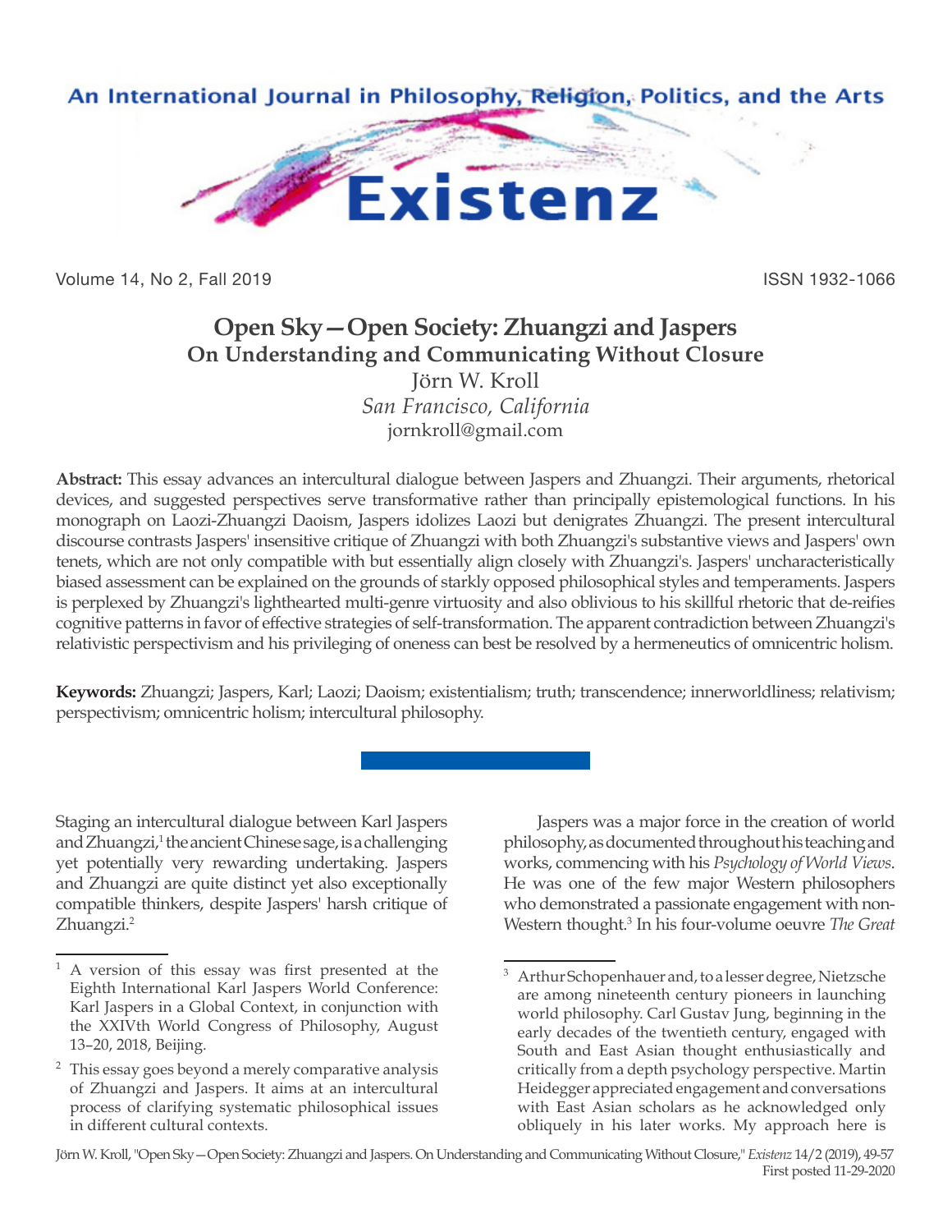# Open Sky—Open Society: Zhuangzi and Jaspers

## On Understanding and Communicating Without Closure

Jörn W. Kroll

*San Francisco, California*

jornkroll@gmail.com

**Abstract:** This essay advances an intercultural dialogue between Jaspers and Zhuangzi. Their arguments, rhetorical devices, and suggested perspectives serve transformative rather than principally epistemological functions. In his monograph on Laozi-Zhuangzi Daoism, Jaspers idolizes Laozi but denigrates Zhuangzi. The present intercultural discourse contrasts Jaspers' insensitive critique of Zhuangzi with both Zhuangzi's substantive views and Jaspers' own tenets, which are not only compatible with but essentially align closely with Zhuangzi's. Jaspers' uncharacteristically biased assessment can be explained on the grounds of starkly opposed philosophical styles and temperaments. Jaspers is perplexed by Zhuangzi's lighthearted multi-genre virtuosity and also oblivious to his skillful rhetoric that de-reifies cognitive patterns in favor of effective strategies of self-transformation. The apparent contradiction between Zhuangzi's relativistic perspectivism and his privileging of oneness can best be resolved by a hermeneutics of omnicentric holism.

**Keywords:** Zhuangzi; Jaspers, Karl; Laozi; Daoism; existentialism; truth; transcendence; innerworldliness; relativism; perspectivism; omnicentric holism; intercultural philosophy.

---

Staging an intercultural dialogue between Karl Jaspers and Zhuangzi,[1] the ancient Chinese sage, is a challenging yet potentially very rewarding undertaking. Jaspers and Zhuangzi are quite distinct yet also exceptionally compatible thinkers, despite Jaspers' harsh critique of Zhuangzi.[2]

Jaspers was a major force in the creation of world philosophy, as documented throughout his teaching and works, commencing with his *Psychology of World Views*. He was one of the few major Western philosophers who demonstrated a passionate engagement with non-Western thought.[3] In his four-volume oeuvre *The Great*

---

[1] A version of this essay was first presented at the Eighth International Karl Jaspers World Conference: Karl Jaspers in a Global Context, in conjunction with the XXIVth World Congress of Philosophy, August 13–20, 2018, Beijing.

[2] This essay goes beyond a merely comparative analysis of Zhuangzi and Jaspers. It aims at an intercultural process of clarifying systematic philosophical issues in different cultural contexts.

[3] Arthur Schopenhauer and, to a lesser degree, Nietzsche are among nineteenth century pioneers in launching world philosophy. Carl Gustav Jung, beginning in the early decades of the twentieth century, engaged with South and East Asian thought enthusiastically and critically from a depth psychology perspective. Martin Heidegger appreciated engagement and conversations with East Asian scholars as he acknowledged only obliquely in his later works. My approach here is

Jörn W. Kroll, "Open Sky—Open Society: Zhuangzi and Jaspers. On Understanding and Communicating Without Closure," *Existenz* 14/2 (2019), 49-57
First posted 11-29-2020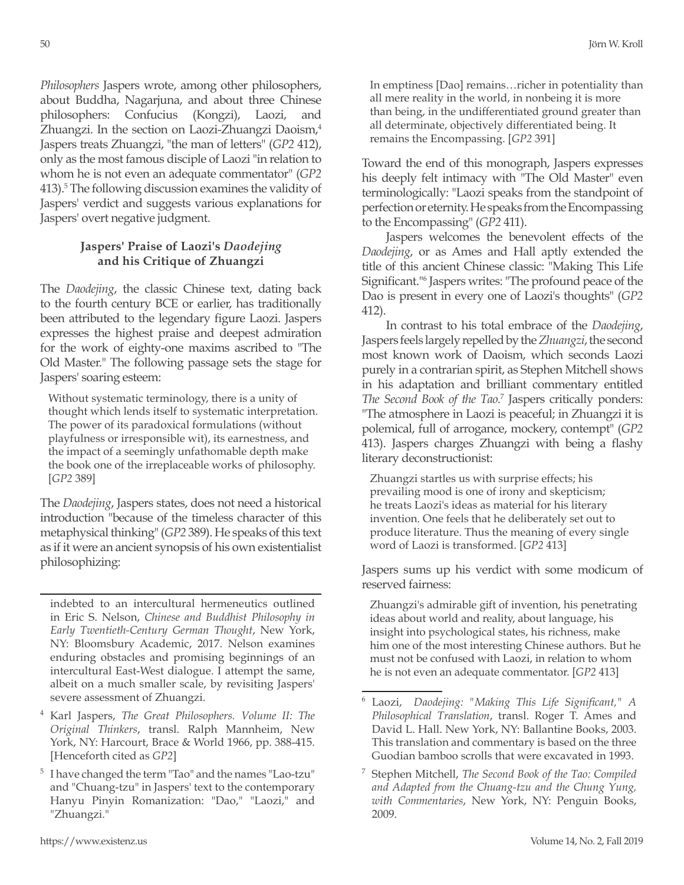*Philosophers* Jaspers wrote, among other philosophers, about Buddha, Nagarjuna, and about three Chinese philosophers: Confucius (Kongzi), Laozi, and Zhuangzi. In the section on Laozi-Zhuangzi Daoism,[4] Jaspers treats Zhuangzi, "the man of letters" (*GP2* 412), only as the most famous disciple of Laozi "in relation to whom he is not even an adequate commentator" (*GP2* 413).[5] The following discussion examines the validity of Jaspers' verdict and suggests various explanations for Jaspers' overt negative judgment.

### Jaspers' Praise of Laozi's *Daodejing* and his Critique of Zhuangzi

The *Daodejing*, the classic Chinese text, dating back to the fourth century BCE or earlier, has traditionally been attributed to the legendary figure Laozi. Jaspers expresses the highest praise and deepest admiration for the work of eighty-one maxims ascribed to "The Old Master." The following passage sets the stage for Jaspers' soaring esteem:

> Without systematic terminology, there is a unity of thought which lends itself to systematic interpretation. The power of its paradoxical formulations (without playfulness or irresponsible wit), its earnestness, and the impact of a seemingly unfathomable depth make the book one of the irreplaceable works of philosophy. [*GP2* 389]

The *Daodejing*, Jaspers states, does not need a historical introduction "because of the timeless character of this metaphysical thinking" (*GP2* 389). He speaks of this text as if it were an ancient synopsis of his own existentialist philosophizing:

> In emptiness [Dao] remains…richer in potentiality than all mere reality in the world, in nonbeing it is more than being, in the undifferentiated ground greater than all determinate, objectively differentiated being. It remains the Encompassing. [*GP2* 391]

Toward the end of this monograph, Jaspers expresses his deeply felt intimacy with "The Old Master" even terminologically: "Laozi speaks from the standpoint of perfection or eternity. He speaks from the Encompassing to the Encompassing" (*GP2* 411).

Jaspers welcomes the benevolent effects of the *Daodejing*, or as Ames and Hall aptly extended the title of this ancient Chinese classic: "Making This Life Significant."[6] Jaspers writes: "The profound peace of the Dao is present in every one of Laozi's thoughts" (*GP2* 412).

In contrast to his total embrace of the *Daodejing*, Jaspers feels largely repelled by the *Zhuangzi*, the second most known work of Daoism, which seconds Laozi purely in a contrarian spirit, as Stephen Mitchell shows in his adaptation and brilliant commentary entitled *The Second Book of the Tao*.[7] Jaspers critically ponders: "The atmosphere in Laozi is peaceful; in Zhuangzi it is polemical, full of arrogance, mockery, contempt" (*GP2* 413). Jaspers charges Zhuangzi with being a flashy literary deconstructionist:

> Zhuangzi startles us with surprise effects; his prevailing mood is one of irony and skepticism; he treats Laozi's ideas as material for his literary invention. One feels that he deliberately set out to produce literature. Thus the meaning of every single word of Laozi is transformed. [*GP2* 413]

Jaspers sums up his verdict with some modicum of reserved fairness:

> Zhuangzi's admirable gift of invention, his penetrating ideas about world and reality, about language, his insight into psychological states, his richness, make him one of the most interesting Chinese authors. But he must not be confused with Laozi, in relation to whom he is not even an adequate commentator. [*GP2* 413]

---

indebted to an intercultural hermeneutics outlined in Eric S. Nelson, *Chinese and Buddhist Philosophy in Early Twentieth-Century German Thought*, New York, NY: Bloomsbury Academic, 2017. Nelson examines enduring obstacles and promising beginnings of an intercultural East-West dialogue. I attempt the same, albeit on a much smaller scale, by revisiting Jaspers' severe assessment of Zhuangzi.

[4] Karl Jaspers, *The Great Philosophers. Volume II: The Original Thinkers*, transl. Ralph Mannheim, New York, NY: Harcourt, Brace & World 1966, pp. 388-415. [Henceforth cited as *GP2*]

[5] I have changed the term "Tao" and the names "Lao-tzu" and "Chuang-tzu" in Jaspers' text to the contemporary Hanyu Pinyin Romanization: "Dao," "Laozi," and "Zhuangzi."

[6] Laozi, *Daodejing: "Making This Life Significant," A Philosophical Translation*, transl. Roger T. Ames and David L. Hall. New York, NY: Ballantine Books, 2003. This translation and commentary is based on the three Guodian bamboo scrolls that were excavated in 1993.

[7] Stephen Mitchell, *The Second Book of the Tao: Compiled and Adapted from the Chuang-tzu and the Chung Yung, with Commentaries*, New York, NY: Penguin Books, 2009.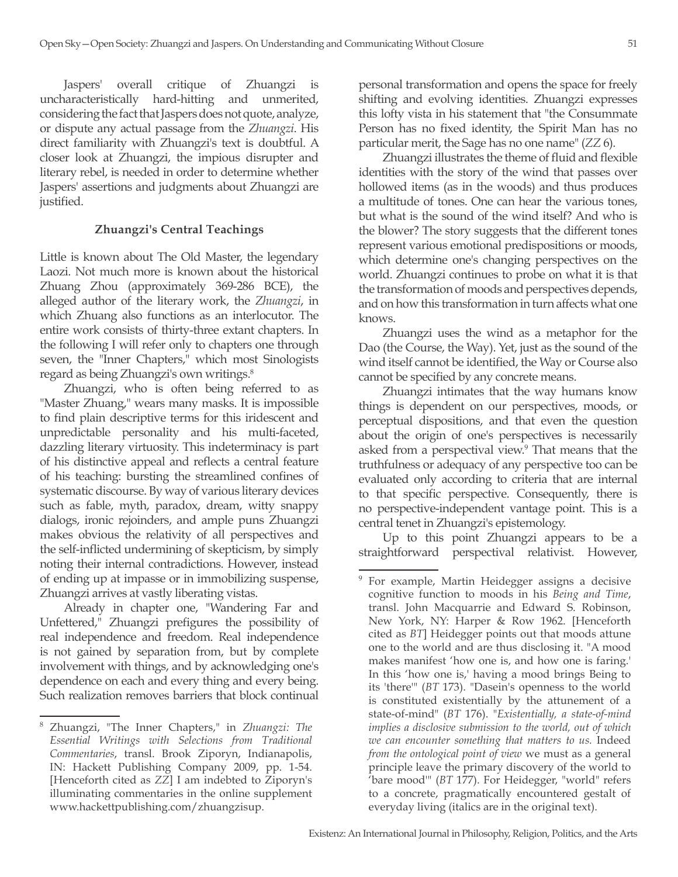Jaspers' overall critique of Zhuangzi is uncharacteristically hard-hitting and unmerited, considering the fact that Jaspers does not quote, analyze, or dispute any actual passage from the *Zhuangzi*. His direct familiarity with Zhuangzi's text is doubtful. A closer look at Zhuangzi, the impious disrupter and literary rebel, is needed in order to determine whether Jaspers' assertions and judgments about Zhuangzi are justified.

### Zhuangzi's Central Teachings

Little is known about The Old Master, the legendary Laozi. Not much more is known about the historical Zhuang Zhou (approximately 369-286 BCE), the alleged author of the literary work, the *Zhuangzi*, in which Zhuang also functions as an interlocutor. The entire work consists of thirty-three extant chapters. In the following I will refer only to chapters one through seven, the "Inner Chapters," which most Sinologists regard as being Zhuangzi's own writings.[8]

Zhuangzi, who is often being referred to as "Master Zhuang," wears many masks. It is impossible to find plain descriptive terms for this iridescent and unpredictable personality and his multi-faceted, dazzling literary virtuosity. This indeterminacy is part of his distinctive appeal and reflects a central feature of his teaching: bursting the streamlined confines of systematic discourse. By way of various literary devices such as fable, myth, paradox, dream, witty snappy dialogs, ironic rejoinders, and ample puns Zhuangzi makes obvious the relativity of all perspectives and the self-inflicted undermining of skepticism, by simply noting their internal contradictions. However, instead of ending up at impasse or in immobilizing suspense, Zhuangzi arrives at vastly liberating vistas.

Already in chapter one, "Wandering Far and Unfettered," Zhuangzi prefigures the possibility of real independence and freedom. Real independence is not gained by separation from, but by complete involvement with things, and by acknowledging one's dependence on each and every thing and every being. Such realization removes barriers that block continual personal transformation and opens the space for freely shifting and evolving identities. Zhuangzi expresses this lofty vista in his statement that "the Consummate Person has no fixed identity, the Spirit Man has no particular merit, the Sage has no one name" (*ZZ* 6).

Zhuangzi illustrates the theme of fluid and flexible identities with the story of the wind that passes over hollowed items (as in the woods) and thus produces a multitude of tones. One can hear the various tones, but what is the sound of the wind itself? And who is the blower? The story suggests that the different tones represent various emotional predispositions or moods, which determine one's changing perspectives on the world. Zhuangzi continues to probe on what it is that the transformation of moods and perspectives depends, and on how this transformation in turn affects what one knows.

Zhuangzi uses the wind as a metaphor for the Dao (the Course, the Way). Yet, just as the sound of the wind itself cannot be identified, the Way or Course also cannot be specified by any concrete means.

Zhuangzi intimates that the way humans know things is dependent on our perspectives, moods, or perceptual dispositions, and that even the question about the origin of one's perspectives is necessarily asked from a perspectival view.[9] That means that the truthfulness or adequacy of any perspective too can be evaluated only according to criteria that are internal to that specific perspective. Consequently, there is no perspective-independent vantage point. This is a central tenet in Zhuangzi's epistemology.

Up to this point Zhuangzi appears to be a straightforward perspectival relativist. However,

---

[8] Zhuangzi, "The Inner Chapters," in *Zhuangzi: The Essential Writings with Selections from Traditional Commentaries*, transl. Brook Ziporyn, Indianapolis, IN: Hackett Publishing Company 2009, pp. 1-54. [Henceforth cited as *ZZ*] I am indebted to Ziporyn's illuminating commentaries in the online supplement www.hackettpublishing.com/zhuangzisup.

[9] For example, Martin Heidegger assigns a decisive cognitive function to moods in his *Being and Time*, transl. John Macquarrie and Edward S. Robinson, New York, NY: Harper & Row 1962. [Henceforth cited as *BT*] Heidegger points out that moods attune one to the world and are thus disclosing it. "A mood makes manifest 'how one is, and how one is faring.' In this 'how one is,' having a mood brings Being to its 'there'" (*BT* 173). "Dasein's openness to the world is constituted existentially by the attunement of a state-of-mind" (*BT* 176). "*Existentially, a state-of-mind implies a disclosive submission to the world, out of which we can encounter something that matters to us.* Indeed *from the ontological point of view* we must as a general principle leave the primary discovery of the world to 'bare mood'" (*BT* 177). For Heidegger, "world" refers to a concrete, pragmatically encountered gestalt of everyday living (italics are in the original text).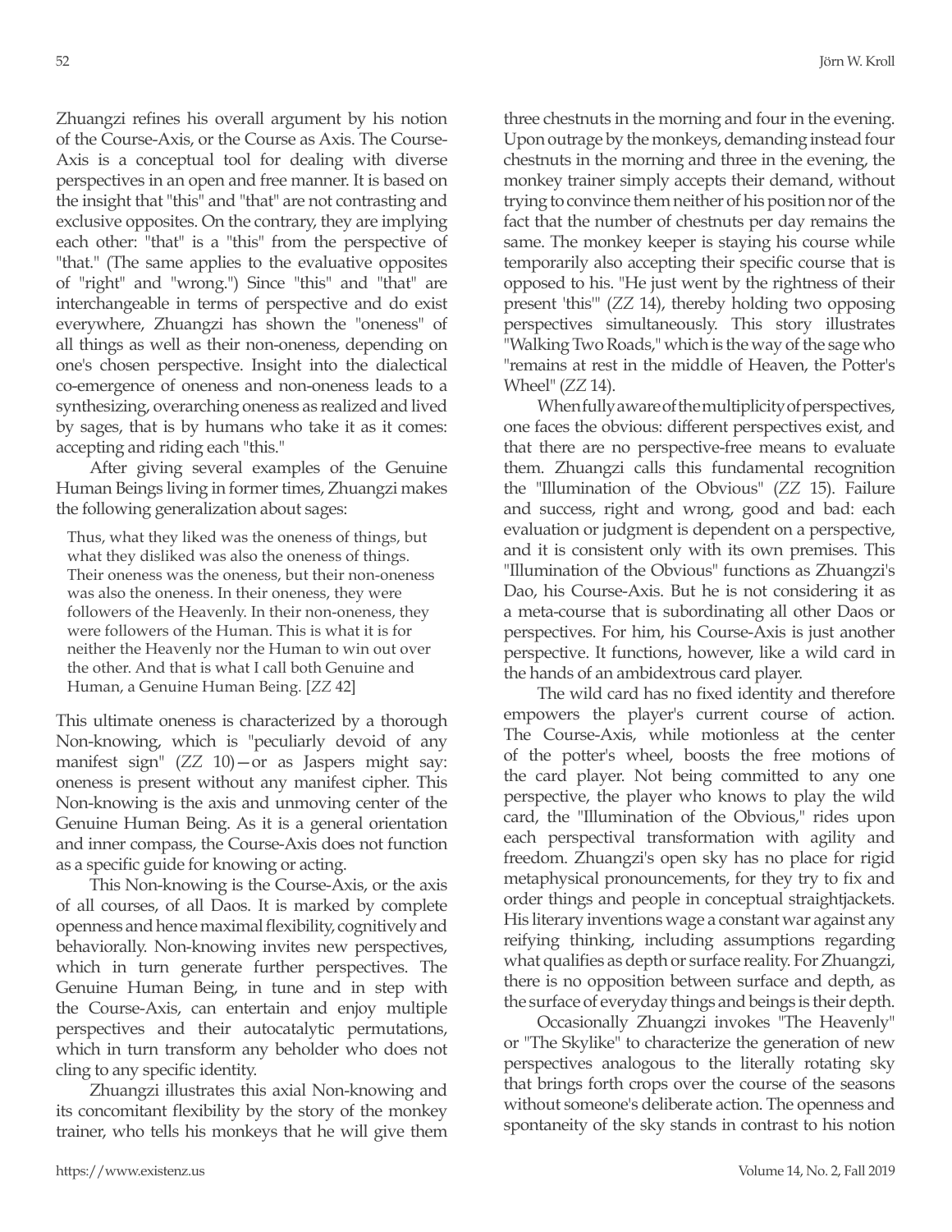Zhuangzi refines his overall argument by his notion of the Course-Axis, or the Course as Axis. The Course-Axis is a conceptual tool for dealing with diverse perspectives in an open and free manner. It is based on the insight that "this" and "that" are not contrasting and exclusive opposites. On the contrary, they are implying each other: "that" is a "this" from the perspective of "that." (The same applies to the evaluative opposites of "right" and "wrong.") Since "this" and "that" are interchangeable in terms of perspective and do exist everywhere, Zhuangzi has shown the "oneness" of all things as well as their non-oneness, depending on one's chosen perspective. Insight into the dialectical co-emergence of oneness and non-oneness leads to a synthesizing, overarching oneness as realized and lived by sages, that is by humans who take it as it comes: accepting and riding each "this."

After giving several examples of the Genuine Human Beings living in former times, Zhuangzi makes the following generalization about sages:

> Thus, what they liked was the oneness of things, but what they disliked was also the oneness of things. Their oneness was the oneness, but their non-oneness was also the oneness. In their oneness, they were followers of the Heavenly. In their non-oneness, they were followers of the Human. This is what it is for neither the Heavenly nor the Human to win out over the other. And that is what I call both Genuine and Human, a Genuine Human Being. [ZZ 42]

This ultimate oneness is characterized by a thorough Non-knowing, which is "peculiarly devoid of any manifest sign" (*ZZ* 10)—or as Jaspers might say: oneness is present without any manifest cipher. This Non-knowing is the axis and unmoving center of the Genuine Human Being. As it is a general orientation and inner compass, the Course-Axis does not function as a specific guide for knowing or acting.

This Non-knowing is the Course-Axis, or the axis of all courses, of all Daos. It is marked by complete openness and hence maximal flexibility, cognitively and behaviorally. Non-knowing invites new perspectives, which in turn generate further perspectives. The Genuine Human Being, in tune and in step with the Course-Axis, can entertain and enjoy multiple perspectives and their autocatalytic permutations, which in turn transform any beholder who does not cling to any specific identity.

Zhuangzi illustrates this axial Non-knowing and its concomitant flexibility by the story of the monkey trainer, who tells his monkeys that he will give them three chestnuts in the morning and four in the evening. Upon outrage by the monkeys, demanding instead four chestnuts in the morning and three in the evening, the monkey trainer simply accepts their demand, without trying to convince them neither of his position nor of the fact that the number of chestnuts per day remains the same. The monkey keeper is staying his course while temporarily also accepting their specific course that is opposed to his. "He just went by the rightness of their present 'this'" (*ZZ* 14), thereby holding two opposing perspectives simultaneously. This story illustrates "Walking Two Roads," which is the way of the sage who "remains at rest in the middle of Heaven, the Potter's Wheel" (*ZZ* 14).

When fully aware of the multiplicity of perspectives, one faces the obvious: different perspectives exist, and that there are no perspective-free means to evaluate them. Zhuangzi calls this fundamental recognition the "Illumination of the Obvious" (*ZZ* 15). Failure and success, right and wrong, good and bad: each evaluation or judgment is dependent on a perspective, and it is consistent only with its own premises. This "Illumination of the Obvious" functions as Zhuangzi's Dao, his Course-Axis. But he is not considering it as a meta-course that is subordinating all other Daos or perspectives. For him, his Course-Axis is just another perspective. It functions, however, like a wild card in the hands of an ambidextrous card player.

The wild card has no fixed identity and therefore empowers the player's current course of action. The Course-Axis, while motionless at the center of the potter's wheel, boosts the free motions of the card player. Not being committed to any one perspective, the player who knows to play the wild card, the "Illumination of the Obvious," rides upon each perspectival transformation with agility and freedom. Zhuangzi's open sky has no place for rigid metaphysical pronouncements, for they try to fix and order things and people in conceptual straightjackets. His literary inventions wage a constant war against any reifying thinking, including assumptions regarding what qualifies as depth or surface reality. For Zhuangzi, there is no opposition between surface and depth, as the surface of everyday things and beings is their depth.

Occasionally Zhuangzi invokes "The Heavenly" or "The Skylike" to characterize the generation of new perspectives analogous to the literally rotating sky that brings forth crops over the course of the seasons without someone's deliberate action. The openness and spontaneity of the sky stands in contrast to his notion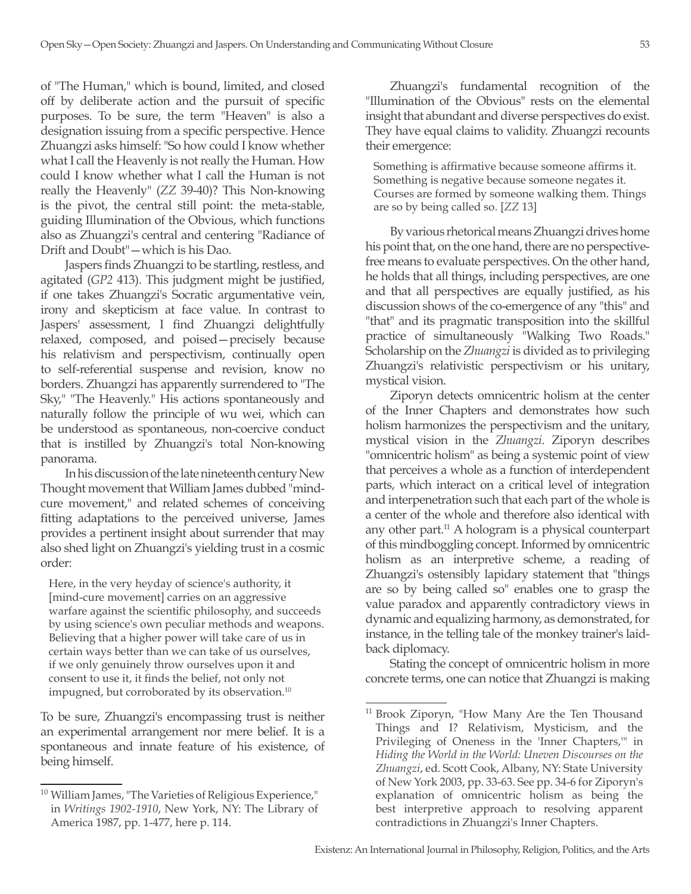of "The Human," which is bound, limited, and closed off by deliberate action and the pursuit of specific purposes. To be sure, the term "Heaven" is also a designation issuing from a specific perspective. Hence Zhuangzi asks himself: "So how could I know whether what I call the Heavenly is not really the Human. How could I know whether what I call the Human is not really the Heavenly" (*ZZ* 39-40)? This Non-knowing is the pivot, the central still point: the meta-stable, guiding Illumination of the Obvious, which functions also as Zhuangzi's central and centering "Radiance of Drift and Doubt"—which is his Dao.

Jaspers finds Zhuangzi to be startling, restless, and agitated (*GP2* 413). This judgment might be justified, if one takes Zhuangzi's Socratic argumentative vein, irony and skepticism at face value. In contrast to Jaspers' assessment, I find Zhuangzi delightfully relaxed, composed, and poised—precisely because his relativism and perspectivism, continually open to self-referential suspense and revision, know no borders. Zhuangzi has apparently surrendered to "The Sky," "The Heavenly." His actions spontaneously and naturally follow the principle of wu wei, which can be understood as spontaneous, non-coercive conduct that is instilled by Zhuangzi's total Non-knowing panorama.

In his discussion of the late nineteenth century New Thought movement that William James dubbed "mind-cure movement," and related schemes of conceiving fitting adaptations to the perceived universe, James provides a pertinent insight about surrender that may also shed light on Zhuangzi's yielding trust in a cosmic order:

> Here, in the very heyday of science's authority, it [mind-cure movement] carries on an aggressive warfare against the scientific philosophy, and succeeds by using science's own peculiar methods and weapons. Believing that a higher power will take care of us in certain ways better than we can take of us ourselves, if we only genuinely throw ourselves upon it and consent to use it, it finds the belief, not only not impugned, but corroborated by its observation.[10]

To be sure, Zhuangzi's encompassing trust is neither an experimental arrangement nor mere belief. It is a spontaneous and innate feature of his existence, of being himself.

Zhuangzi's fundamental recognition of the "Illumination of the Obvious" rests on the elemental insight that abundant and diverse perspectives do exist. They have equal claims to validity. Zhuangzi recounts their emergence:

> Something is affirmative because someone affirms it. Something is negative because someone negates it. Courses are formed by someone walking them. Things are so by being called so. [*ZZ* 13]

By various rhetorical means Zhuangzi drives home his point that, on the one hand, there are no perspective-free means to evaluate perspectives. On the other hand, he holds that all things, including perspectives, are one and that all perspectives are equally justified, as his discussion shows of the co-emergence of any "this" and "that" and its pragmatic transposition into the skillful practice of simultaneously "Walking Two Roads." Scholarship on the *Zhuangzi* is divided as to privileging Zhuangzi's relativistic perspectivism or his unitary, mystical vision.

Ziporyn detects omnicentric holism at the center of the Inner Chapters and demonstrates how such holism harmonizes the perspectivism and the unitary, mystical vision in the *Zhuangzi*. Ziporyn describes "omnicentric holism" as being a systemic point of view that perceives a whole as a function of interdependent parts, which interact on a critical level of integration and interpenetration such that each part of the whole is a center of the whole and therefore also identical with any other part.[11] A hologram is a physical counterpart of this mindboggling concept. Informed by omnicentric holism as an interpretive scheme, a reading of Zhuangzi's ostensibly lapidary statement that "things are so by being called so" enables one to grasp the value paradox and apparently contradictory views in dynamic and equalizing harmony, as demonstrated, for instance, in the telling tale of the monkey trainer's laid-back diplomacy.

Stating the concept of omnicentric holism in more concrete terms, one can notice that Zhuangzi is making

---

[10] William James, "The Varieties of Religious Experience," in *Writings 1902-1910*, New York, NY: The Library of America 1987, pp. 1-477, here p. 114.

[11] Brook Ziporyn, "How Many Are the Ten Thousand Things and I? Relativism, Mysticism, and the Privileging of Oneness in the 'Inner Chapters,'" in *Hiding the World in the World: Uneven Discourses on the Zhuangzi*, ed. Scott Cook, Albany, NY: State University of New York 2003, pp. 33-63. See pp. 34-6 for Ziporyn's explanation of omnicentric holism as being the best interpretive approach to resolving apparent contradictions in Zhuangzi's Inner Chapters.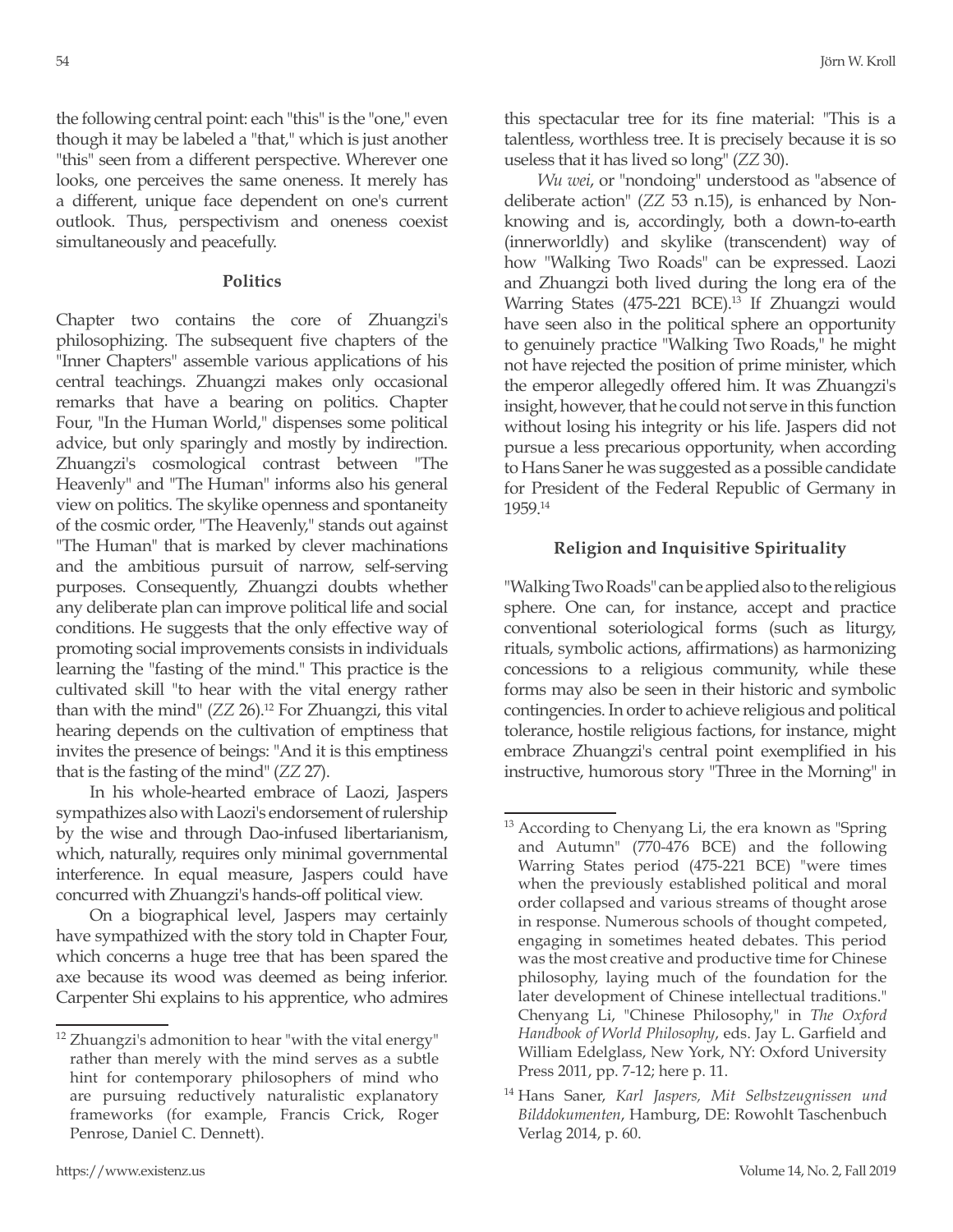the following central point: each "this" is the "one," even though it may be labeled a "that," which is just another "this" seen from a different perspective. Wherever one looks, one perceives the same oneness. It merely has a different, unique face dependent on one's current outlook. Thus, perspectivism and oneness coexist simultaneously and peacefully.

### Politics

Chapter two contains the core of Zhuangzi's philosophizing. The subsequent five chapters of the "Inner Chapters" assemble various applications of his central teachings. Zhuangzi makes only occasional remarks that have a bearing on politics. Chapter Four, "In the Human World," dispenses some political advice, but only sparingly and mostly by indirection. Zhuangzi's cosmological contrast between "The Heavenly" and "The Human" informs also his general view on politics. The skylike openness and spontaneity of the cosmic order, "The Heavenly," stands out against "The Human" that is marked by clever machinations and the ambitious pursuit of narrow, self-serving purposes. Consequently, Zhuangzi doubts whether any deliberate plan can improve political life and social conditions. He suggests that the only effective way of promoting social improvements consists in individuals learning the "fasting of the mind." This practice is the cultivated skill "to hear with the vital energy rather than with the mind" (*ZZ* 26).[12] For Zhuangzi, this vital hearing depends on the cultivation of emptiness that invites the presence of beings: "And it is this emptiness that is the fasting of the mind" (*ZZ* 27).

In his whole-hearted embrace of Laozi, Jaspers sympathizes also with Laozi's endorsement of rulership by the wise and through Dao-infused libertarianism, which, naturally, requires only minimal governmental interference. In equal measure, Jaspers could have concurred with Zhuangzi's hands-off political view.

On a biographical level, Jaspers may certainly have sympathized with the story told in Chapter Four, which concerns a huge tree that has been spared the axe because its wood was deemed as being inferior. Carpenter Shi explains to his apprentice, who admires this spectacular tree for its fine material: "This is a talentless, worthless tree. It is precisely because it is so useless that it has lived so long" (*ZZ* 30).

*Wu wei*, or "nondoing" understood as "absence of deliberate action" (*ZZ* 53 n.15), is enhanced by Non-knowing and is, accordingly, both a down-to-earth (innerworldly) and skylike (transcendent) way of how "Walking Two Roads" can be expressed. Laozi and Zhuangzi both lived during the long era of the Warring States (475-221 BCE).[13] If Zhuangzi would have seen also in the political sphere an opportunity to genuinely practice "Walking Two Roads," he might not have rejected the position of prime minister, which the emperor allegedly offered him. It was Zhuangzi's insight, however, that he could not serve in this function without losing his integrity or his life. Jaspers did not pursue a less precarious opportunity, when according to Hans Saner he was suggested as a possible candidate for President of the Federal Republic of Germany in 1959.[14]

### Religion and Inquisitive Spirituality

"Walking Two Roads" can be applied also to the religious sphere. One can, for instance, accept and practice conventional soteriological forms (such as liturgy, rituals, symbolic actions, affirmations) as harmonizing concessions to a religious community, while these forms may also be seen in their historic and symbolic contingencies. In order to achieve religious and political tolerance, hostile religious factions, for instance, might embrace Zhuangzi's central point exemplified in his instructive, humorous story "Three in the Morning" in

---

[12] Zhuangzi's admonition to hear "with the vital energy" rather than merely with the mind serves as a subtle hint for contemporary philosophers of mind who are pursuing reductively naturalistic explanatory frameworks (for example, Francis Crick, Roger Penrose, Daniel C. Dennett).

[13] According to Chenyang Li, the era known as "Spring and Autumn" (770-476 BCE) and the following Warring States period (475-221 BCE) "were times when the previously established political and moral order collapsed and various streams of thought arose in response. Numerous schools of thought competed, engaging in sometimes heated debates. This period was the most creative and productive time for Chinese philosophy, laying much of the foundation for the later development of Chinese intellectual traditions." Chenyang Li, "Chinese Philosophy," in *The Oxford Handbook of World Philosophy*, eds. Jay L. Garfield and William Edelglass, New York, NY: Oxford University Press 2011, pp. 7-12; here p. 11.

[14] Hans Saner, *Karl Jaspers, Mit Selbstzeugnissen und Bilddokumenten*, Hamburg, DE: Rowohlt Taschenbuch Verlag 2014, p. 60.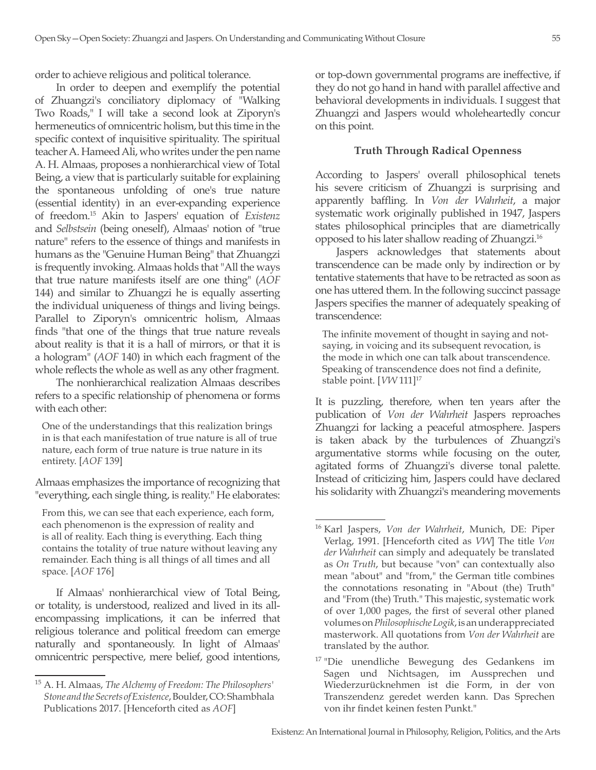order to achieve religious and political tolerance.

In order to deepen and exemplify the potential of Zhuangzi's conciliatory diplomacy of "Walking Two Roads," I will take a second look at Ziporyn's hermeneutics of omnicentric holism, but this time in the specific context of inquisitive spirituality. The spiritual teacher A. Hameed Ali, who writes under the pen name A. H. Almaas, proposes a nonhierarchical view of Total Being, a view that is particularly suitable for explaining the spontaneous unfolding of one's true nature (essential identity) in an ever-expanding experience of freedom.[15] Akin to Jaspers' equation of *Existenz* and *Selbstsein* (being oneself), Almaas' notion of "true nature" refers to the essence of things and manifests in humans as the "Genuine Human Being" that Zhuangzi is frequently invoking. Almaas holds that "All the ways that true nature manifests itself are one thing" (*AOF* 144) and similar to Zhuangzi he is equally asserting the individual uniqueness of things and living beings. Parallel to Ziporyn's omnicentric holism, Almaas finds "that one of the things that true nature reveals about reality is that it is a hall of mirrors, or that it is a hologram" (*AOF* 140) in which each fragment of the whole reflects the whole as well as any other fragment.

The nonhierarchical realization Almaas describes refers to a specific relationship of phenomena or forms with each other:

> One of the understandings that this realization brings in is that each manifestation of true nature is all of true nature, each form of true nature is true nature in its entirety. [*AOF* 139]

Almaas emphasizes the importance of recognizing that "everything, each single thing, is reality." He elaborates:

> From this, we can see that each experience, each form, each phenomenon is the expression of reality and is all of reality. Each thing is everything. Each thing contains the totality of true nature without leaving any remainder. Each thing is all things of all times and all space. [*AOF* 176]

If Almaas' nonhierarchical view of Total Being, or totality, is understood, realized and lived in its all-encompassing implications, it can be inferred that religious tolerance and political freedom can emerge naturally and spontaneously. In light of Almaas' omnicentric perspective, mere belief, good intentions, or top-down governmental programs are ineffective, if they do not go hand in hand with parallel affective and behavioral developments in individuals. I suggest that Zhuangzi and Jaspers would wholeheartedly concur on this point.

### Truth Through Radical Openness

According to Jaspers' overall philosophical tenets his severe criticism of Zhuangzi is surprising and apparently baffling. In *Von der Wahrheit*, a major systematic work originally published in 1947, Jaspers states philosophical principles that are diametrically opposed to his later shallow reading of Zhuangzi.[16]

Jaspers acknowledges that statements about transcendence can be made only by indirection or by tentative statements that have to be retracted as soon as one has uttered them. In the following succinct passage Jaspers specifies the manner of adequately speaking of transcendence:

> The infinite movement of thought in saying and not-saying, in voicing and its subsequent revocation, is the mode in which one can talk about transcendence. Speaking of transcendence does not find a definite, stable point. [*VW* 111][17]

It is puzzling, therefore, when ten years after the publication of *Von der Wahrheit* Jaspers reproaches Zhuangzi for lacking a peaceful atmosphere. Jaspers is taken aback by the turbulences of Zhuangzi's argumentative storms while focusing on the outer, agitated forms of Zhuangzi's diverse tonal palette. Instead of criticizing him, Jaspers could have declared his solidarity with Zhuangzi's meandering movements

---

[15] A. H. Almaas, *The Alchemy of Freedom: The Philosophers' Stone and the Secrets of Existence*, Boulder, CO: Shambhala Publications 2017. [Henceforth cited as *AOF*]

[16] Karl Jaspers, *Von der Wahrheit*, Munich, DE: Piper Verlag, 1991. [Henceforth cited as *VW*] The title *Von der Wahrheit* can simply and adequately be translated as *On Truth*, but because "von" can contextually also mean "about" and "from," the German title combines the connotations resonating in "About (the) Truth" and "From (the) Truth." This majestic, systematic work of over 1,000 pages, the first of several other planed volumes on *Philosophische Logik*, is an underappreciated masterwork. All quotations from *Von der Wahrheit* are translated by the author.

[17] "Die unendliche Bewegung des Gedankens im Sagen und Nichtsagen, im Aussprechen und Wiederzurücknehmen ist die Form, in der von Transzendenz geredet werden kann. Das Sprechen von ihr findet keinen festen Punkt."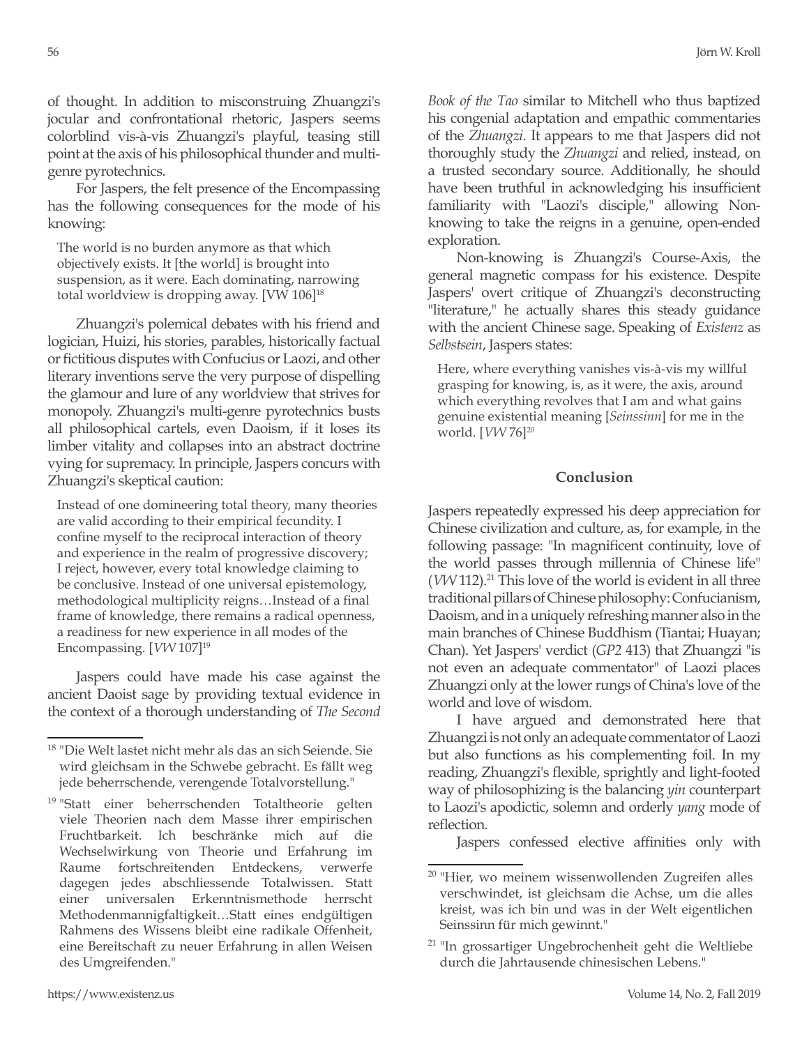of thought. In addition to misconstruing Zhuangzi's jocular and confrontational rhetoric, Jaspers seems colorblind vis-à-vis Zhuangzi's playful, teasing still point at the axis of his philosophical thunder and multi-genre pyrotechnics.

For Jaspers, the felt presence of the Encompassing has the following consequences for the mode of his knowing:

> The world is no burden anymore as that which objectively exists. It [the world] is brought into suspension, as it were. Each dominating, narrowing total worldview is dropping away. [VW 106][18]

Zhuangzi's polemical debates with his friend and logician, Huizi, his stories, parables, historically factual or fictitious disputes with Confucius or Laozi, and other literary inventions serve the very purpose of dispelling the glamour and lure of any worldview that strives for monopoly. Zhuangzi's multi-genre pyrotechnics busts all philosophical cartels, even Daoism, if it loses its limber vitality and collapses into an abstract doctrine vying for supremacy. In principle, Jaspers concurs with Zhuangzi's skeptical caution:

> Instead of one domineering total theory, many theories are valid according to their empirical fecundity. I confine myself to the reciprocal interaction of theory and experience in the realm of progressive discovery; I reject, however, every total knowledge claiming to be conclusive. Instead of one universal epistemology, methodological multiplicity reigns…Instead of a final frame of knowledge, there remains a radical openness, a readiness for new experience in all modes of the Encompassing. [*VW* 107][19]

Jaspers could have made his case against the ancient Daoist sage by providing textual evidence in the context of a thorough understanding of *The Second Book of the Tao* similar to Mitchell who thus baptized his congenial adaptation and empathic commentaries of the *Zhuangzi*. It appears to me that Jaspers did not thoroughly study the *Zhuangzi* and relied, instead, on a trusted secondary source. Additionally, he should have been truthful in acknowledging his insufficient familiarity with "Laozi's disciple," allowing Non-knowing to take the reigns in a genuine, open-ended exploration.

Non-knowing is Zhuangzi's Course-Axis, the general magnetic compass for his existence. Despite Jaspers' overt critique of Zhuangzi's deconstructing "literature," he actually shares this steady guidance with the ancient Chinese sage. Speaking of *Existenz* as *Selbstsein*, Jaspers states:

> Here, where everything vanishes vis-à-vis my willful grasping for knowing, is, as it were, the axis, around which everything revolves that I am and what gains genuine existential meaning [*Seinssinn*] for me in the world. [*VW* 76][20]

## Conclusion

Jaspers repeatedly expressed his deep appreciation for Chinese civilization and culture, as, for example, in the following passage: "In magnificent continuity, love of the world passes through millennia of Chinese life" (*VW* 112).[21] This love of the world is evident in all three traditional pillars of Chinese philosophy: Confucianism, Daoism, and in a uniquely refreshing manner also in the main branches of Chinese Buddhism (Tiantai; Huayan; Chan). Yet Jaspers' verdict (*GP2* 413) that Zhuangzi "is not even an adequate commentator" of Laozi places Zhuangzi only at the lower rungs of China's love of the world and love of wisdom.

I have argued and demonstrated here that Zhuangzi is not only an adequate commentator of Laozi but also functions as his complementing foil. In my reading, Zhuangzi's flexible, sprightly and light-footed way of philosophizing is the balancing *yin* counterpart to Laozi's apodictic, solemn and orderly *yang* mode of reflection.

Jaspers confessed elective affinities only with

---

[18] "Die Welt lastet nicht mehr als das an sich Seiende. Sie wird gleichsam in die Schwebe gebracht. Es fällt weg jede beherrschende, verengende Totalvorstellung."

[19] "Statt einer beherrschenden Totaltheorie gelten viele Theorien nach dem Masse ihrer empirischen Fruchtbarkeit. Ich beschränke mich auf die Wechselwirkung von Theorie und Erfahrung im Raume fortschreitenden Entdeckens, verwerfe dagegen jedes abschliessende Totalwissen. Statt einer universalen Erkenntnismethode herrscht Methodenmannigfaltigkeit…Statt eines endgültigen Rahmens des Wissens bleibt eine radikale Offenheit, eine Bereitschaft zu neuer Erfahrung in allen Weisen des Umgreifenden."

[20] "Hier, wo meinem wissenwollenden Zugreifen alles verschwindet, ist gleichsam die Achse, um die alles kreist, was ich bin und was in der Welt eigentlichen Seinssinn für mich gewinnt."

[21] "In grossartiger Ungebrochenheit geht die Weltliebe durch die Jahrtausende chinesischen Lebens."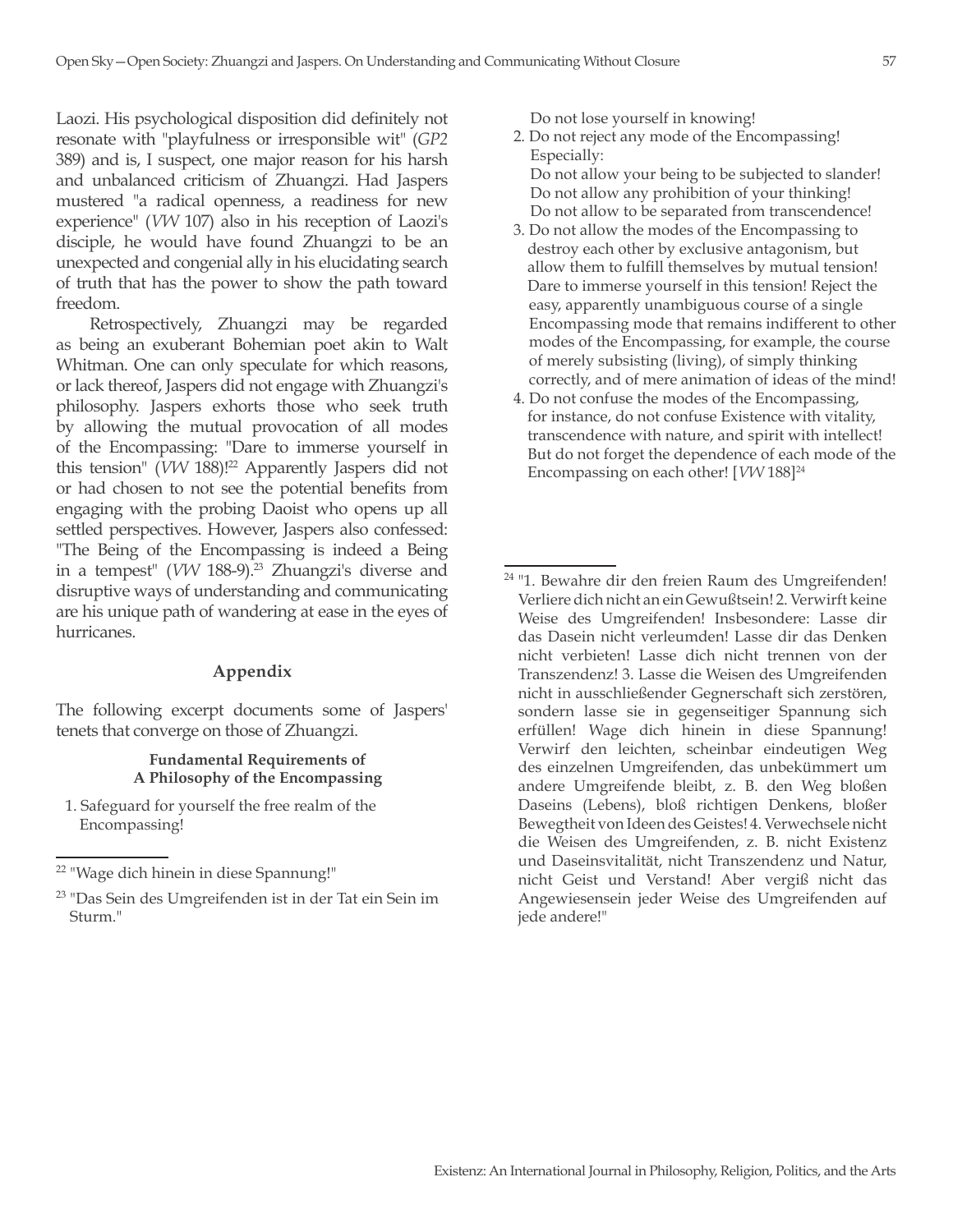Laozi. His psychological disposition did definitely not resonate with "playfulness or irresponsible wit" (*GP2* 389) and is, I suspect, one major reason for his harsh and unbalanced criticism of Zhuangzi. Had Jaspers mustered "a radical openness, a readiness for new experience" (*VW* 107) also in his reception of Laozi's disciple, he would have found Zhuangzi to be an unexpected and congenial ally in his elucidating search of truth that has the power to show the path toward freedom.

Retrospectively, Zhuangzi may be regarded as being an exuberant Bohemian poet akin to Walt Whitman. One can only speculate for which reasons, or lack thereof, Jaspers did not engage with Zhuangzi's philosophy. Jaspers exhorts those who seek truth by allowing the mutual provocation of all modes of the Encompassing: "Dare to immerse yourself in this tension" (*VW* 188)![22] Apparently Jaspers did not or had chosen to not see the potential benefits from engaging with the probing Daoist who opens up all settled perspectives. However, Jaspers also confessed: "The Being of the Encompassing is indeed a Being in a tempest" (*VW* 188-9).[23] Zhuangzi's diverse and disruptive ways of understanding and communicating are his unique path of wandering at ease in the eyes of hurricanes.

## Appendix

The following excerpt documents some of Jaspers' tenets that converge on those of Zhuangzi.

**Fundamental Requirements of A Philosophy of the Encompassing**

1. Safeguard for yourself the free realm of the Encompassing!
   Do not lose yourself in knowing!
2. Do not reject any mode of the Encompassing!
   Especially:
   Do not allow your being to be subjected to slander!
   Do not allow any prohibition of your thinking!
   Do not allow to be separated from transcendence!
3. Do not allow the modes of the Encompassing to destroy each other by exclusive antagonism, but allow them to fulfill themselves by mutual tension! Dare to immerse yourself in this tension! Reject the easy, apparently unambiguous course of a single Encompassing mode that remains indifferent to other modes of the Encompassing, for example, the course of merely subsisting (living), of simply thinking correctly, and of mere animation of ideas of the mind!
4. Do not confuse the modes of the Encompassing, for instance, do not confuse Existence with vitality, transcendence with nature, and spirit with intellect! But do not forget the dependence of each mode of the Encompassing on each other! [*VW* 188][24]

---

[22] "Wage dich hinein in diese Spannung!"

[23] "Das Sein des Umgreifenden ist in der Tat ein Sein im Sturm."

[24] "1. Bewahre dir den freien Raum des Umgreifenden! Verliere dich nicht an ein Gewußtsein! 2. Verwirft keine Weise des Umgreifenden! Insbesondere: Lasse dir das Dasein nicht verleumden! Lasse dir das Denken nicht verbieten! Lasse dich nicht trennen von der Transzendenz! 3. Lasse die Weisen des Umgreifenden nicht in ausschließender Gegnerschaft sich zerstören, sondern lasse sie in gegenseitiger Spannung sich erfüllen! Wage dich hinein in diese Spannung! Verwirf den leichten, scheinbar eindeutigen Weg des einzelnen Umgreifenden, das unbekümmert um andere Umgreifende bleibt, z. B. den Weg bloßen Daseins (Lebens), bloß richtigen Denkens, bloßer Bewegtheit von Ideen des Geistes! 4. Verwechsele nicht die Weisen des Umgreifenden, z. B. nicht Existenz und Daseinsvitalität, nicht Transzendenz und Natur, nicht Geist und Verstand! Aber vergiß nicht das Angewiesensein jeder Weise des Umgreifenden auf jede andere!"